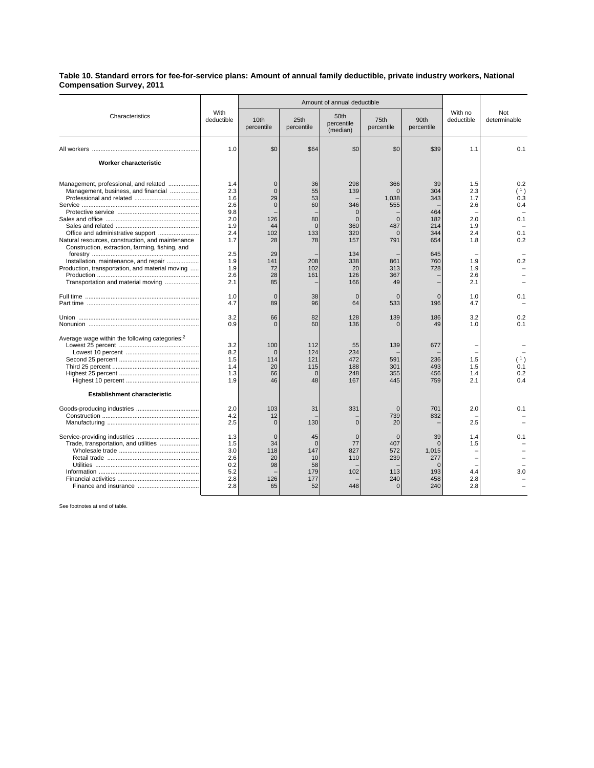**Table 10. Standard errors for fee-for-service plans: Amount of annual family deductible, private industry workers, National Compensation Survey, 2011**

| Characteristics | With deductible | Amount of annual deductible | | | | | With no deductible | Not determinable |
|---|---|---|---|---|---|---|---|---|
| | | 10th percentile | 25th percentile | 50th percentile (median) | 75th percentile | 90th percentile | | |
| All workers | 1.0 | $0 | $64 | $0 | $0 | $39 | 1.1 | 0.1 |
| **Worker characteristic** | | | | | | | | |
| Management, professional, and related | 1.4 | 0 | 36 | 298 | 366 | 39 | 1.5 | 0.2 |
| Management, business, and financial | 2.3 | 0 | 55 | 139 | 0 | 304 | 2.3 | ( [1] ) |
| Professional and related | 1.6 | 29 | 53 | – | 1,038 | 343 | 1.7 | 0.3 |
| Service | 2.6 | 0 | 60 | 346 | 555 | – | 2.6 | 0.4 |
| Protective service | 9.8 | – | – | 0 | – | 464 | – | – |
| Sales and office | 2.0 | 126 | 80 | 0 | 0 | 182 | 2.0 | 0.1 |
| Sales and related | 1.9 | 44 | 0 | 360 | 487 | 214 | 1.9 | – |
| Office and administrative support | 2.4 | 102 | 133 | 320 | 0 | 344 | 2.4 | 0.1 |
| Natural resources, construction, and maintenance | 1.7 | 28 | 78 | 157 | 791 | 654 | 1.8 | 0.2 |
| Construction, extraction, farming, fishing, and forestry | 2.5 | 29 | – | 134 | – | 645 | – | – |
| Installation, maintenance, and repair | 1.9 | 141 | 208 | 338 | 861 | 760 | 1.9 | 0.2 |
| Production, transportation, and material moving | 1.9 | 72 | 102 | 20 | 313 | 728 | 1.9 | – |
| Production | 2.6 | 28 | 161 | 126 | 367 | – | 2.6 | – |
| Transportation and material moving | 2.1 | 85 | – | 166 | 49 | – | 2.1 | – |
| Full time | 1.0 | 0 | 38 | 0 | 0 | 0 | 1.0 | 0.1 |
| Part time | 4.7 | 89 | 96 | 64 | 533 | 196 | 4.7 | – |
| Union | 3.2 | 66 | 82 | 128 | 139 | 186 | 3.2 | 0.2 |
| Nonunion | 0.9 | 0 | 60 | 136 | 0 | 49 | 1.0 | 0.1 |
| Average wage within the following categories:[2] | | | | | | | | |
| Lowest 25 percent | 3.2 | 100 | 112 | 55 | 139 | 677 | – | – |
| Lowest 10 percent | 8.2 | 0 | 124 | 234 | – | – | – | – |
| Second 25 percent | 1.5 | 114 | 121 | 472 | 591 | 236 | 1.5 | ( [1] ) |
| Third 25 percent | 1.4 | 20 | 115 | 188 | 301 | 493 | 1.5 | 0.1 |
| Highest 25 percent | 1.3 | 66 | 0 | 248 | 355 | 456 | 1.4 | 0.2 |
| Highest 10 percent | 1.9 | 46 | 48 | 167 | 445 | 759 | 2.1 | 0.4 |
| **Establishment characteristic** | | | | | | | | |
| Goods-producing industries | 2.0 | 103 | 31 | 331 | 0 | 701 | 2.0 | 0.1 |
| Construction | 4.2 | 12 | – | – | 739 | 832 | – | – |
| Manufacturing | 2.5 | 0 | 130 | 0 | 20 | – | 2.5 | – |
| Service-providing industries | 1.3 | 0 | 45 | 0 | 0 | 39 | 1.4 | 0.1 |
| Trade, transportation, and utilities | 1.5 | 34 | 0 | 77 | 407 | 0 | 1.5 | – |
| Wholesale trade | 3.0 | 118 | 147 | 827 | 572 | 1,015 | – | – |
| Retail trade | 2.6 | 20 | 10 | 110 | 239 | 277 | – | – |
| Utilities | 0.2 | 98 | 58 | – | – | 0 | – | – |
| Information | 5.2 | – | 179 | 102 | 113 | 193 | 4.4 | 3.0 |
| Financial activities | 2.8 | 126 | 177 | – | 240 | 458 | 2.8 | – |
| Finance and insurance | 2.8 | 65 | 52 | 448 | 0 | 240 | 2.8 | – |

See footnotes at end of table.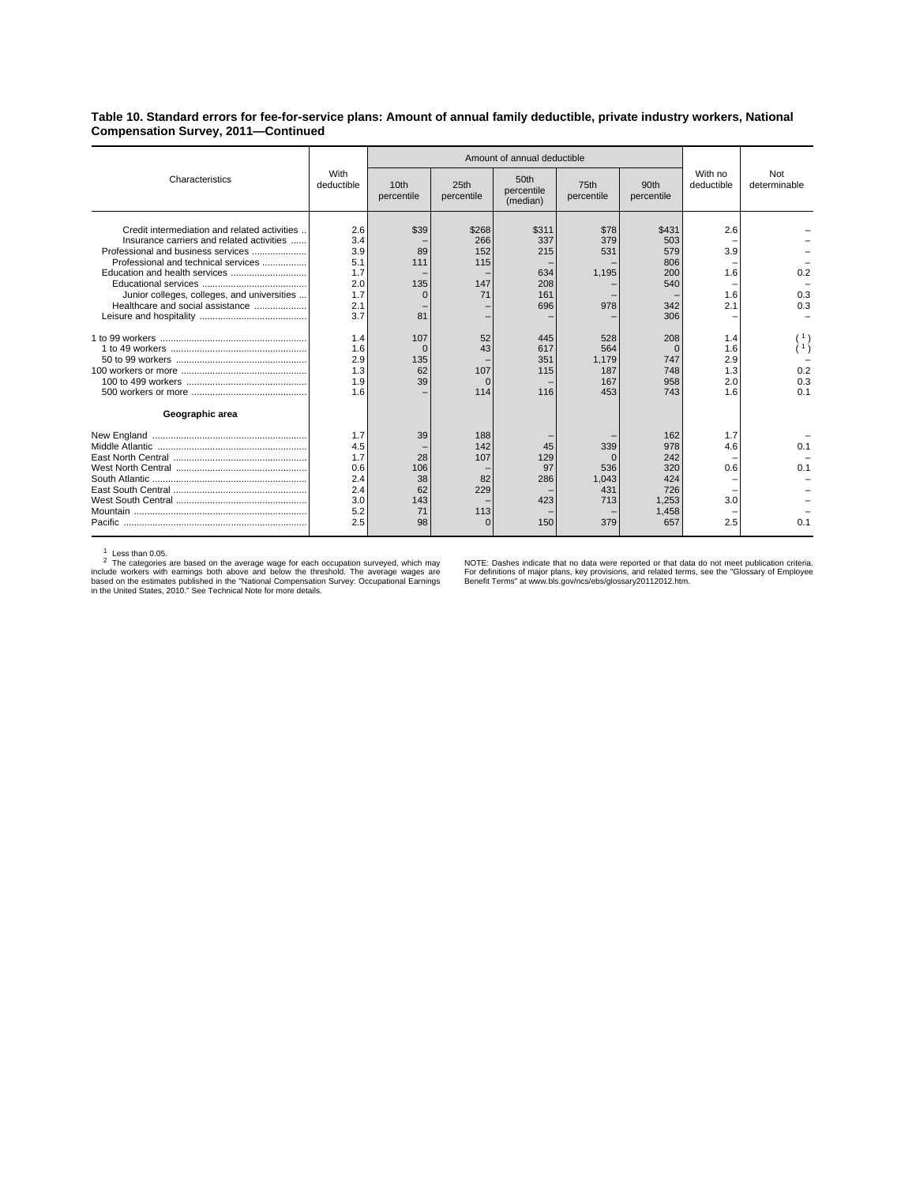**Table 10. Standard errors for fee-for-service plans: Amount of annual family deductible, private industry workers, National Compensation Survey, 2011—Continued**

| Characteristics | With deductible | Amount of annual deductible | | | | | With no deductible | Not determinable |
|---|---|---|---|---|---|---|---|---|
| | | 10th percentile | 25th percentile | 50th percentile (median) | 75th percentile | 90th percentile | | |
| Credit intermediation and related activities | 2.6 | $39 | $268 | $311 | $78 | $431 | 2.6 | – |
| Insurance carriers and related activities | 3.4 | – | 266 | 337 | 379 | 503 | – | – |
| Professional and business services | 3.9 | 89 | 152 | 215 | 531 | 579 | 3.9 | – |
| Professional and technical services | 5.1 | 111 | 115 | – | – | 806 | – | – |
| Education and health services | 1.7 | – | – | 634 | 1,195 | 200 | 1.6 | 0.2 |
| Educational services | 2.0 | 135 | 147 | 208 | – | 540 | – | – |
| Junior colleges, colleges, and universities | 1.7 | 0 | 71 | 161 | – | – | 1.6 | 0.3 |
| Healthcare and social assistance | 2.1 | – | – | 696 | 978 | 342 | 2.1 | 0.3 |
| Leisure and hospitality | 3.7 | 81 | – | – | – | 306 | – | – |
| 1 to 99 workers | 1.4 | 107 | 52 | 445 | 528 | 208 | 1.4 | ([1]) |
| 1 to 49 workers | 1.6 | 0 | 43 | 617 | 564 | 0 | 1.6 | ([1]) |
| 50 to 99 workers | 2.9 | 135 | – | 351 | 1,179 | 747 | 2.9 | – |
| 100 workers or more | 1.3 | 62 | 107 | 115 | 187 | 748 | 1.3 | 0.2 |
| 100 to 499 workers | 1.9 | 39 | 0 | – | 167 | 958 | 2.0 | 0.3 |
| 500 workers or more | 1.6 | – | 114 | 116 | 453 | 743 | 1.6 | 0.1 |
| **Geographic area** | | | | | | | | |
| New England | 1.7 | 39 | 188 | – | – | 162 | 1.7 | – |
| Middle Atlantic | 4.5 | – | 142 | 45 | 339 | 978 | 4.6 | 0.1 |
| East North Central | 1.7 | 28 | 107 | 129 | 0 | 242 | – | – |
| West North Central | 0.6 | 106 | – | 97 | 536 | 320 | 0.6 | 0.1 |
| South Atlantic | 2.4 | 38 | 82 | 286 | 1,043 | 424 | – | – |
| East South Central | 2.4 | 62 | 229 | – | 431 | 726 | – | – |
| West South Central | 3.0 | 143 | – | 423 | 713 | 1,253 | 3.0 | – |
| Mountain | 5.2 | 71 | 113 | – | – | 1,458 | – | – |
| Pacific | 2.5 | 98 | 0 | 150 | 379 | 657 | 2.5 | 0.1 |

[1] Less than 0.05.

[2] The categories are based on the average wage for each occupation surveyed, which may include workers with earnings both above and below the threshold. The average wages are based on the estimates published in the "National Compensation Survey: Occupational Earnings in the United States, 2010." See Technical Note for more details.

NOTE: Dashes indicate that no data were reported or that data do not meet publication criteria. For definitions of major plans, key provisions, and related terms, see the "Glossary of Employee Benefit Terms" at www.bls.gov/ncs/ebs/glossary20112012.htm.